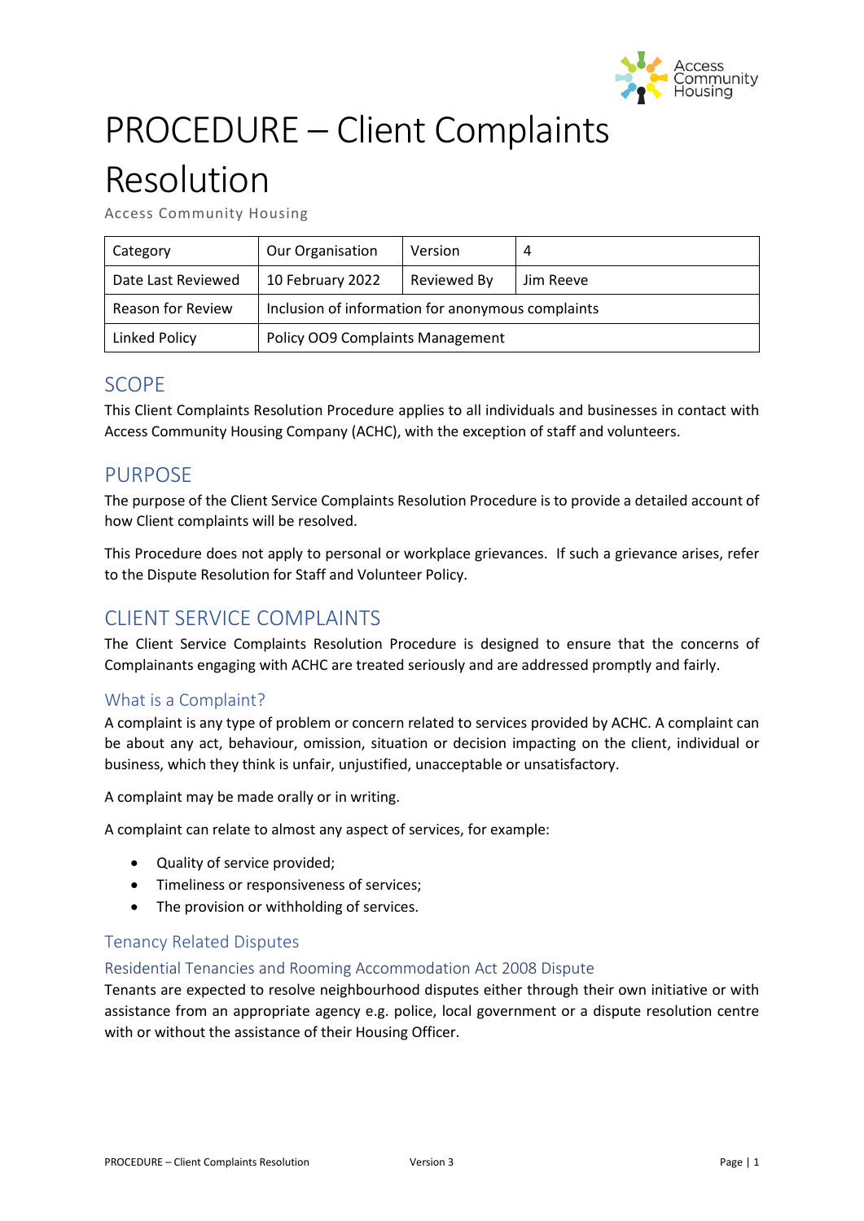# PROCEDURE – Client Complaints Resolution

Access Community Housing

| Category | Our Organisation | Version | 4 |
|---|---|---|---|
| Date Last Reviewed | 10 February 2022 | Reviewed By | Jim Reeve |
| Reason for Review | Inclusion of information for anonymous complaints | | |
| Linked Policy | Policy OO9 Complaints Management | | |

## SCOPE

This Client Complaints Resolution Procedure applies to all individuals and businesses in contact with Access Community Housing Company (ACHC), with the exception of staff and volunteers.

## PURPOSE

The purpose of the Client Service Complaints Resolution Procedure is to provide a detailed account of how Client complaints will be resolved.

This Procedure does not apply to personal or workplace grievances. If such a grievance arises, refer to the Dispute Resolution for Staff and Volunteer Policy.

## CLIENT SERVICE COMPLAINTS

The Client Service Complaints Resolution Procedure is designed to ensure that the concerns of Complainants engaging with ACHC are treated seriously and are addressed promptly and fairly.

### What is a Complaint?

A complaint is any type of problem or concern related to services provided by ACHC. A complaint can be about any act, behaviour, omission, situation or decision impacting on the client, individual or business, which they think is unfair, unjustified, unacceptable or unsatisfactory.

A complaint may be made orally or in writing.

A complaint can relate to almost any aspect of services, for example:

- Quality of service provided;
- Timeliness or responsiveness of services;
- The provision or withholding of services.

### Tenancy Related Disputes

#### Residential Tenancies and Rooming Accommodation Act 2008 Dispute

Tenants are expected to resolve neighbourhood disputes either through their own initiative or with assistance from an appropriate agency e.g. police, local government or a dispute resolution centre with or without the assistance of their Housing Officer.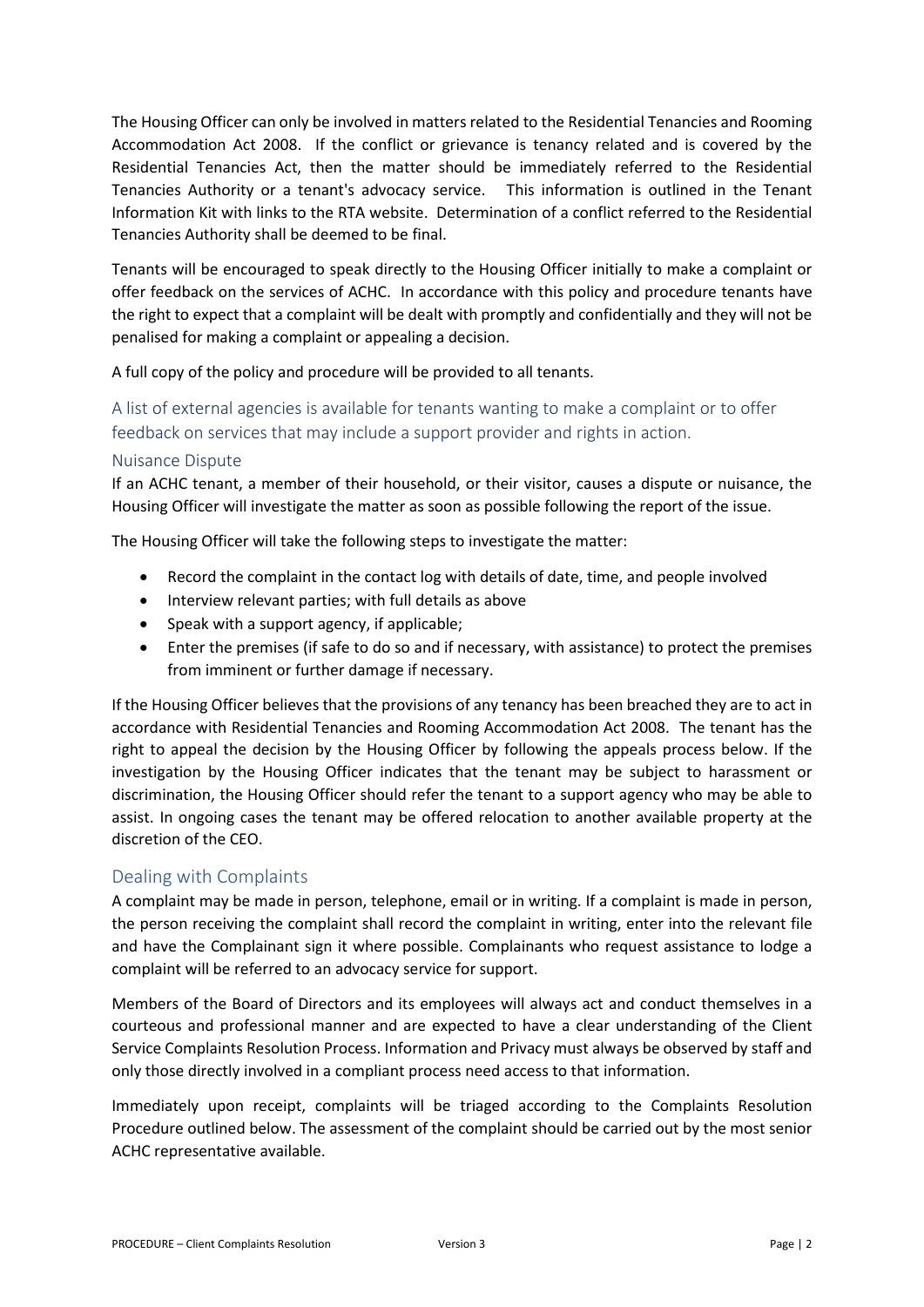The Housing Officer can only be involved in matters related to the Residential Tenancies and Rooming Accommodation Act 2008. If the conflict or grievance is tenancy related and is covered by the Residential Tenancies Act, then the matter should be immediately referred to the Residential Tenancies Authority or a tenant's advocacy service. This information is outlined in the Tenant Information Kit with links to the RTA website. Determination of a conflict referred to the Residential Tenancies Authority shall be deemed to be final.

Tenants will be encouraged to speak directly to the Housing Officer initially to make a complaint or offer feedback on the services of ACHC. In accordance with this policy and procedure tenants have the right to expect that a complaint will be dealt with promptly and confidentially and they will not be penalised for making a complaint or appealing a decision.

A full copy of the policy and procedure will be provided to all tenants.

### A list of external agencies is available for tenants wanting to make a complaint or to offer feedback on services that may include a support provider and rights in action.

### Nuisance Dispute

If an ACHC tenant, a member of their household, or their visitor, causes a dispute or nuisance, the Housing Officer will investigate the matter as soon as possible following the report of the issue.

The Housing Officer will take the following steps to investigate the matter:

- Record the complaint in the contact log with details of date, time, and people involved
- Interview relevant parties; with full details as above
- Speak with a support agency, if applicable;
- Enter the premises (if safe to do so and if necessary, with assistance) to protect the premises from imminent or further damage if necessary.

If the Housing Officer believes that the provisions of any tenancy has been breached they are to act in accordance with Residential Tenancies and Rooming Accommodation Act 2008. The tenant has the right to appeal the decision by the Housing Officer by following the appeals process below. If the investigation by the Housing Officer indicates that the tenant may be subject to harassment or discrimination, the Housing Officer should refer the tenant to a support agency who may be able to assist. In ongoing cases the tenant may be offered relocation to another available property at the discretion of the CEO.

## Dealing with Complaints

A complaint may be made in person, telephone, email or in writing. If a complaint is made in person, the person receiving the complaint shall record the complaint in writing, enter into the relevant file and have the Complainant sign it where possible. Complainants who request assistance to lodge a complaint will be referred to an advocacy service for support.

Members of the Board of Directors and its employees will always act and conduct themselves in a courteous and professional manner and are expected to have a clear understanding of the Client Service Complaints Resolution Process. Information and Privacy must always be observed by staff and only those directly involved in a compliant process need access to that information.

Immediately upon receipt, complaints will be triaged according to the Complaints Resolution Procedure outlined below. The assessment of the complaint should be carried out by the most senior ACHC representative available.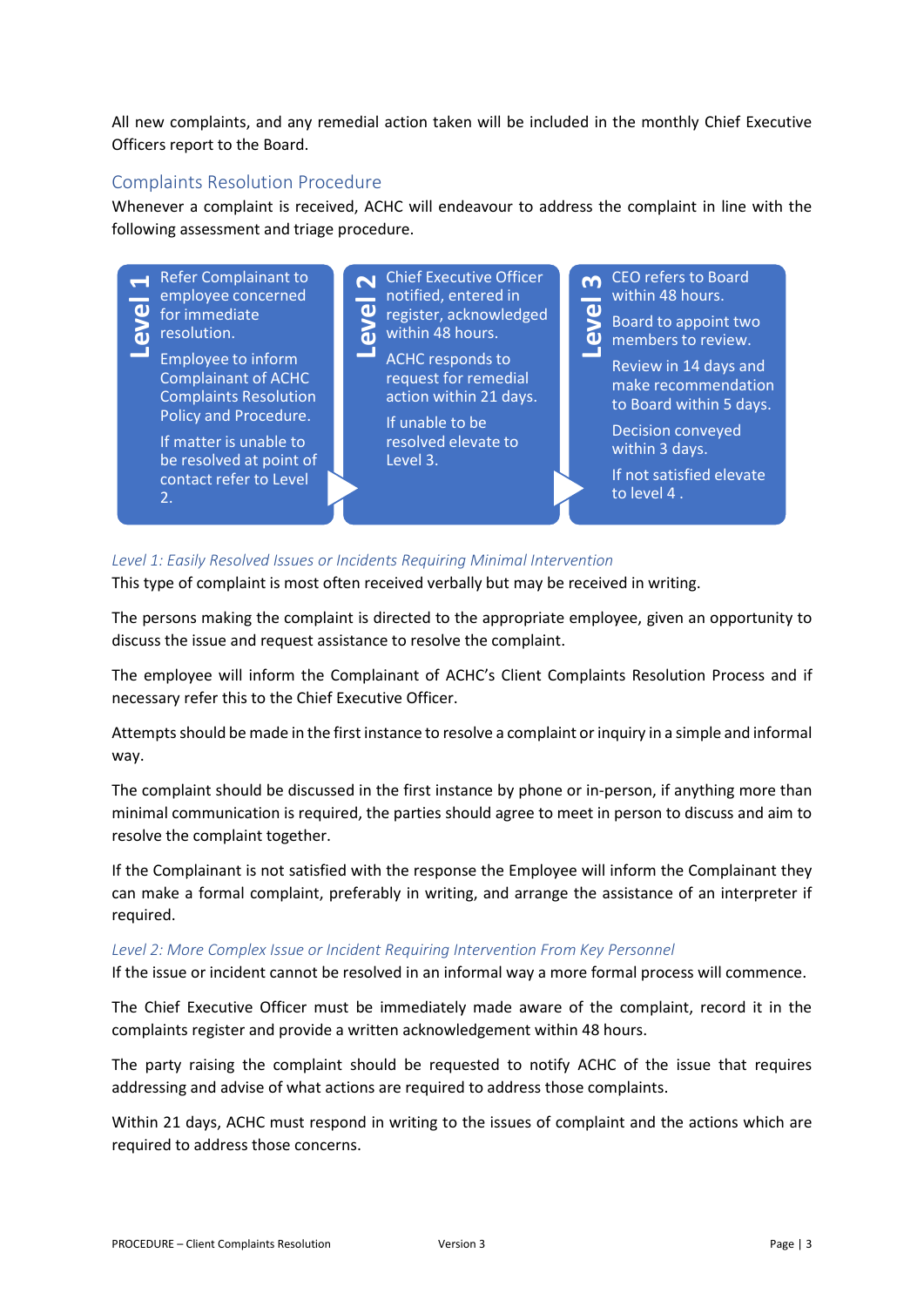All new complaints, and any remedial action taken will be included in the monthly Chief Executive Officers report to the Board.

## Complaints Resolution Procedure

Whenever a complaint is received, ACHC will endeavour to address the complaint in line with the following assessment and triage procedure.

**Level 1**

- Refer Complainant to employee concerned for immediate resolution.
- Employee to inform Complainant of ACHC Complaints Resolution Policy and Procedure.
- If matter is unable to be resolved at point of contact refer to Level 2.

**Level 2**

- Chief Executive Officer notified, entered in register, acknowledged within 48 hours.
- ACHC responds to request for remedial action within 21 days.
- If unable to be resolved elevate to Level 3.

**Level 3**

- CEO refers to Board within 48 hours.
- Board to appoint two members to review.
- Review in 14 days and make recommendation to Board within 5 days.
- Decision conveyed within 3 days.
- If not satisfied elevate to level 4 .

### *Level 1: Easily Resolved Issues or Incidents Requiring Minimal Intervention*

This type of complaint is most often received verbally but may be received in writing.

The persons making the complaint is directed to the appropriate employee, given an opportunity to discuss the issue and request assistance to resolve the complaint.

The employee will inform the Complainant of ACHC's Client Complaints Resolution Process and if necessary refer this to the Chief Executive Officer.

Attempts should be made in the first instance to resolve a complaint or inquiry in a simple and informal way.

The complaint should be discussed in the first instance by phone or in-person, if anything more than minimal communication is required, the parties should agree to meet in person to discuss and aim to resolve the complaint together.

If the Complainant is not satisfied with the response the Employee will inform the Complainant they can make a formal complaint, preferably in writing, and arrange the assistance of an interpreter if required.

### *Level 2: More Complex Issue or Incident Requiring Intervention From Key Personnel*

If the issue or incident cannot be resolved in an informal way a more formal process will commence.

The Chief Executive Officer must be immediately made aware of the complaint, record it in the complaints register and provide a written acknowledgement within 48 hours.

The party raising the complaint should be requested to notify ACHC of the issue that requires addressing and advise of what actions are required to address those complaints.

Within 21 days, ACHC must respond in writing to the issues of complaint and the actions which are required to address those concerns.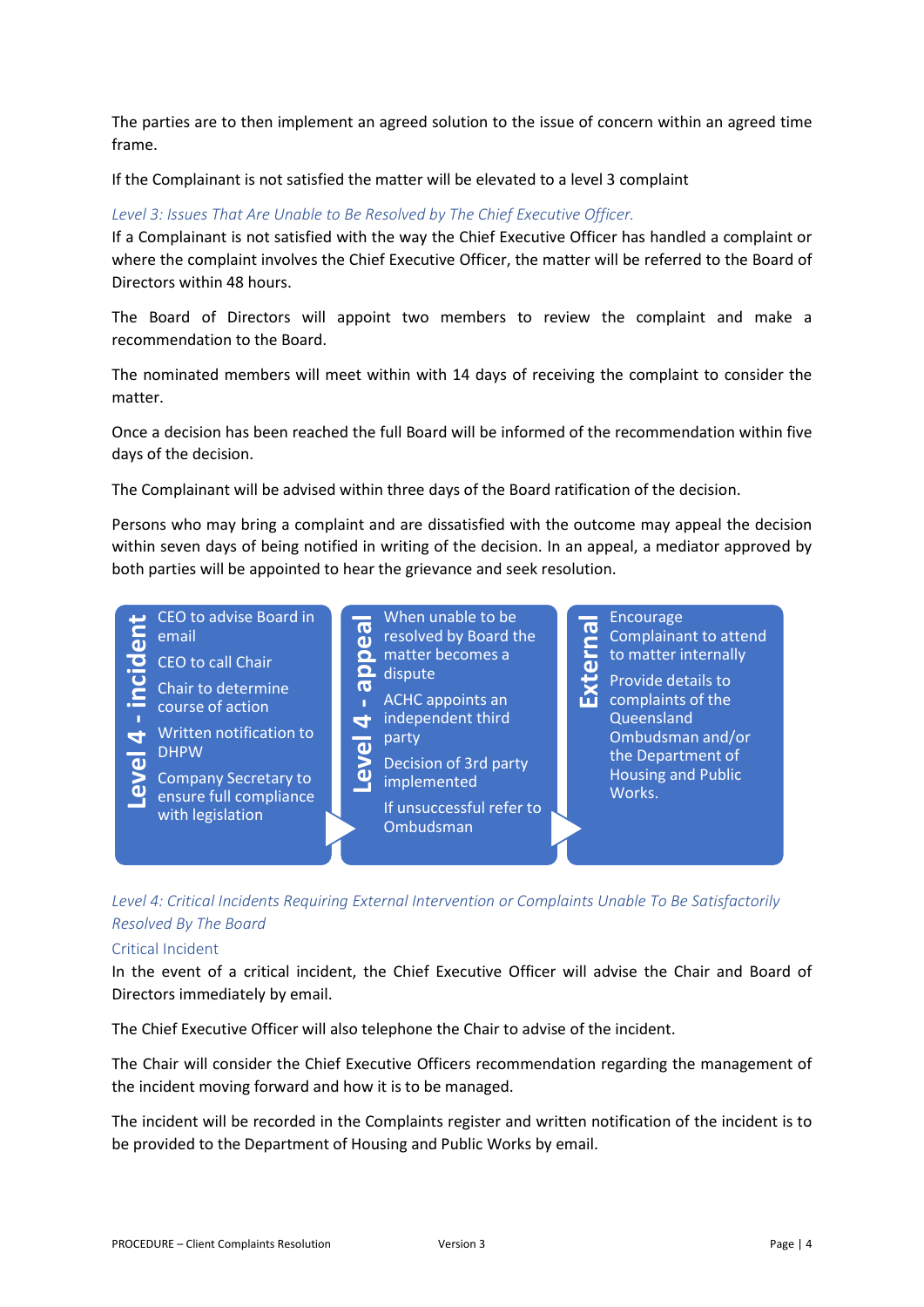The parties are to then implement an agreed solution to the issue of concern within an agreed time frame.

If the Complainant is not satisfied the matter will be elevated to a level 3 complaint

### *Level 3: Issues That Are Unable to Be Resolved by The Chief Executive Officer.*

If a Complainant is not satisfied with the way the Chief Executive Officer has handled a complaint or where the complaint involves the Chief Executive Officer, the matter will be referred to the Board of Directors within 48 hours.

The Board of Directors will appoint two members to review the complaint and make a recommendation to the Board.

The nominated members will meet within with 14 days of receiving the complaint to consider the matter.

Once a decision has been reached the full Board will be informed of the recommendation within five days of the decision.

The Complainant will be advised within three days of the Board ratification of the decision.

Persons who may bring a complaint and are dissatisfied with the outcome may appeal the decision within seven days of being notified in writing of the decision. In an appeal, a mediator approved by both parties will be appointed to hear the grievance and seek resolution.

**Level 4 - incident**

- CEO to advise Board in email
- CEO to call Chair
- Chair to determine course of action
- Written notification to DHPW
- Company Secretary to ensure full compliance with legislation

**Level 4 - appeal**

- When unable to be resolved by Board the matter becomes a dispute
- ACHC appoints an independent third party
- Decision of 3rd party implemented
- If unsuccessful refer to Ombudsman

**External**

- Encourage Complainant to attend to matter internally
- Provide details to complaints of the Queensland Ombudsman and/or the Department of Housing and Public Works.

### *Level 4: Critical Incidents Requiring External Intervention or Complaints Unable To Be Satisfactorily Resolved By The Board*

#### Critical Incident

In the event of a critical incident, the Chief Executive Officer will advise the Chair and Board of Directors immediately by email.

The Chief Executive Officer will also telephone the Chair to advise of the incident.

The Chair will consider the Chief Executive Officers recommendation regarding the management of the incident moving forward and how it is to be managed.

The incident will be recorded in the Complaints register and written notification of the incident is to be provided to the Department of Housing and Public Works by email.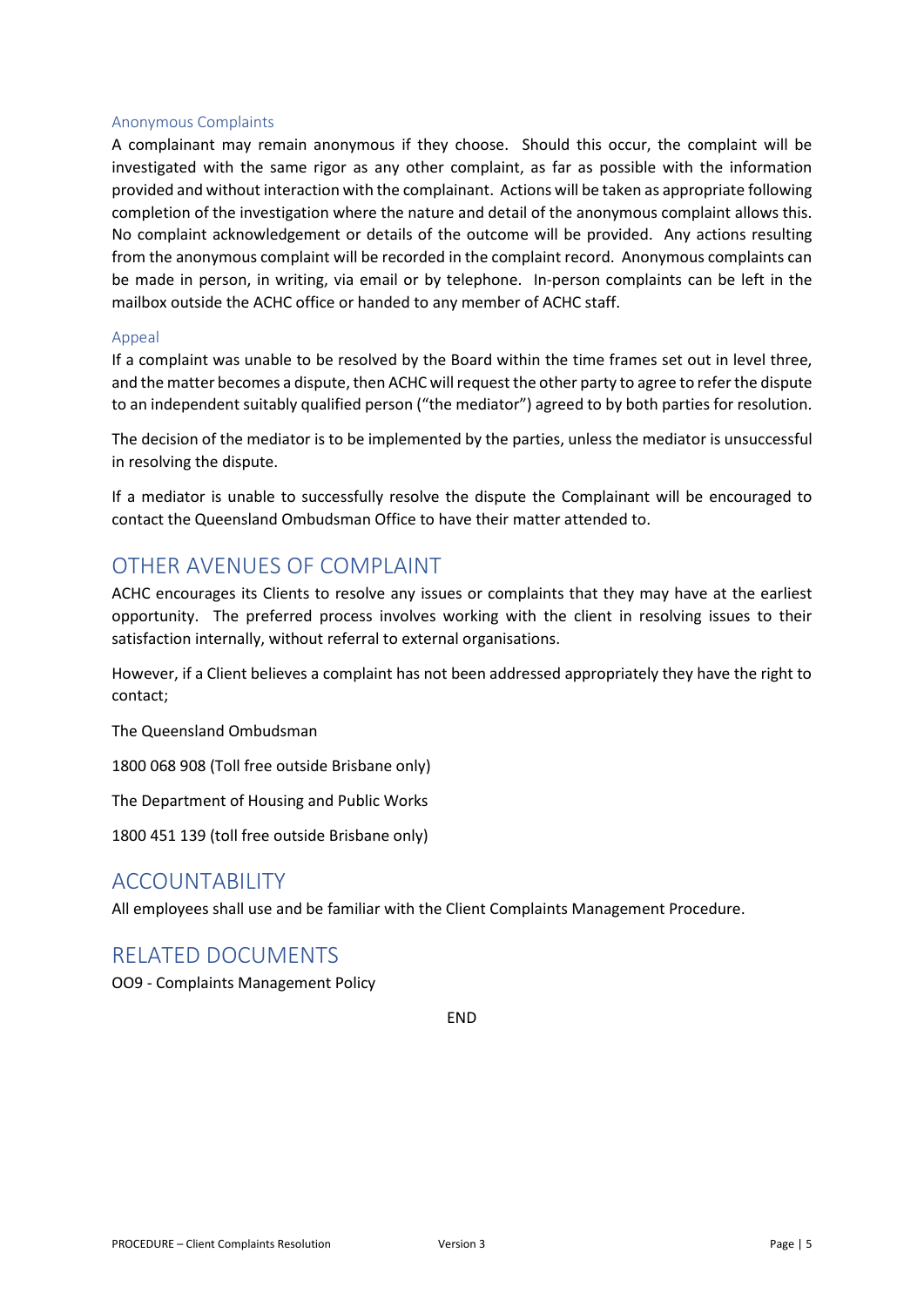### Anonymous Complaints

A complainant may remain anonymous if they choose. Should this occur, the complaint will be investigated with the same rigor as any other complaint, as far as possible with the information provided and without interaction with the complainant. Actions will be taken as appropriate following completion of the investigation where the nature and detail of the anonymous complaint allows this. No complaint acknowledgement or details of the outcome will be provided. Any actions resulting from the anonymous complaint will be recorded in the complaint record. Anonymous complaints can be made in person, in writing, via email or by telephone. In-person complaints can be left in the mailbox outside the ACHC office or handed to any member of ACHC staff.

### Appeal

If a complaint was unable to be resolved by the Board within the time frames set out in level three, and the matter becomes a dispute, then ACHC will request the other party to agree to refer the dispute to an independent suitably qualified person ("the mediator") agreed to by both parties for resolution.

The decision of the mediator is to be implemented by the parties, unless the mediator is unsuccessful in resolving the dispute.

If a mediator is unable to successfully resolve the dispute the Complainant will be encouraged to contact the Queensland Ombudsman Office to have their matter attended to.

## OTHER AVENUES OF COMPLAINT

ACHC encourages its Clients to resolve any issues or complaints that they may have at the earliest opportunity. The preferred process involves working with the client in resolving issues to their satisfaction internally, without referral to external organisations.

However, if a Client believes a complaint has not been addressed appropriately they have the right to contact;

The Queensland Ombudsman

1800 068 908 (Toll free outside Brisbane only)

The Department of Housing and Public Works

1800 451 139 (toll free outside Brisbane only)

## ACCOUNTABILITY

All employees shall use and be familiar with the Client Complaints Management Procedure.

## RELATED DOCUMENTS

OO9 - Complaints Management Policy

END